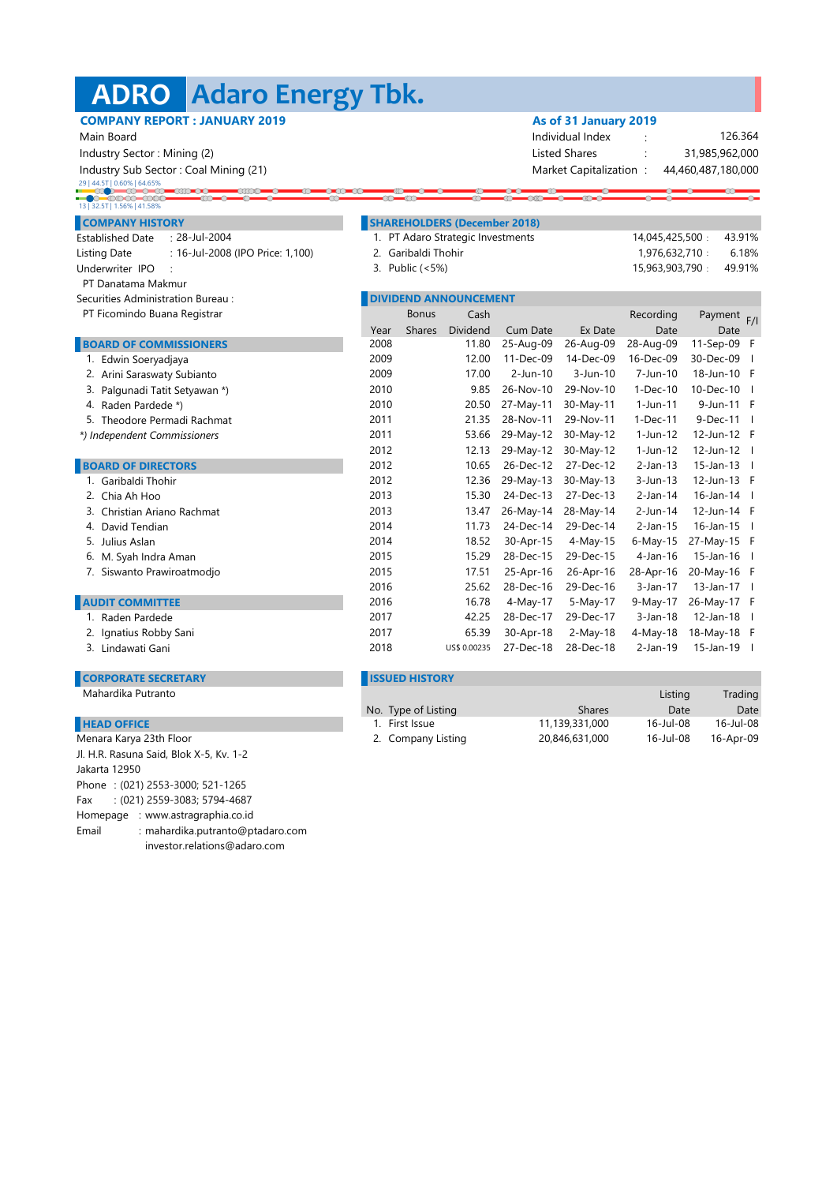# ADRO Adaro Energy Tbk.

**COMPANY REPORT : JANUARY 2019**

Main Board
Industry Sector : Mining (2)
Industry Sub Sector : Coal Mining (21)

**As of 31 January 2019**

| | | |
|---|---|---|
| Individual Index | : | 126.364 |
| Listed Shares | : | 31,985,962,000 |
| Market Capitalization | : | 44,460,487,180,000 |

29 | 44.5T | 0.60% | 64.65%
13 | 32.5T | 1.56% | 41.58%

## COMPANY HISTORY

Established Date : 28-Jul-2004
Listing Date : 16-Jul-2008 (IPO Price: 1,100)
Underwriter IPO :
PT Danatama Makmur
Securities Administration Bureau :
PT Ficomindo Buana Registrar

## BOARD OF COMMISSIONERS

1. Edwin Soeryadjaya
2. Arini Saraswaty Subianto
3. Palgunadi Tatit Setyawan *)
4. Raden Pardede *)
5. Theodore Permadi Rachmat

*) Independent Commissioners*

## BOARD OF DIRECTORS

1. Garibaldi Thohir
2. Chia Ah Hoo
3. Christian Ariano Rachmat
4. David Tendian
5. Julius Aslan
6. M. Syah Indra Aman
7. Siswanto Prawiroatmodjo

## AUDIT COMMITTEE

1. Raden Pardede
2. Ignatius Robby Sani
3. Lindawati Gani

## CORPORATE SECRETARY

Mahardika Putranto

## HEAD OFFICE

Menara Karya 23th Floor
Jl. H.R. Rasuna Said, Blok X-5, Kv. 1-2
Jakarta 12950
Phone : (021) 2553-3000; 521-1265
Fax : (021) 2559-3083; 5794-4687
Homepage : www.astragraphia.co.id
Email : mahardika.putranto@ptadaro.com
investor.relations@adaro.com

## SHAREHOLDERS (December 2018)

| No. | Shareholder | Shares | % |
|---|---|---|---|
| 1. | PT Adaro Strategic Investments | 14,045,425,500 | 43.91% |
| 2. | Garibaldi Thohir | 1,976,632,710 | 6.18% |
| 3. | Public (<5%) | 15,963,903,790 | 49.91% |

## DIVIDEND ANNOUNCEMENT

| Year | Bonus Shares | Cash Dividend | Cum Date | Ex Date | Recording Date | Payment Date | F/I |
|---|---|---|---|---|---|---|---|
| 2008 | | 11.80 | 25-Aug-09 | 26-Aug-09 | 28-Aug-09 | 11-Sep-09 | F |
| 2009 | | 12.00 | 11-Dec-09 | 14-Dec-09 | 16-Dec-09 | 30-Dec-09 | I |
| 2009 | | 17.00 | 2-Jun-10 | 3-Jun-10 | 7-Jun-10 | 18-Jun-10 | F |
| 2010 | | 9.85 | 26-Nov-10 | 29-Nov-10 | 1-Dec-10 | 10-Dec-10 | I |
| 2010 | | 20.50 | 27-May-11 | 30-May-11 | 1-Jun-11 | 9-Jun-11 | F |
| 2011 | | 21.35 | 28-Nov-11 | 29-Nov-11 | 1-Dec-11 | 9-Dec-11 | I |
| 2011 | | 53.66 | 29-May-12 | 30-May-12 | 1-Jun-12 | 12-Jun-12 | F |
| 2012 | | 12.13 | 29-May-12 | 30-May-12 | 1-Jun-12 | 12-Jun-12 | I |
| 2012 | | 10.65 | 26-Dec-12 | 27-Dec-12 | 2-Jan-13 | 15-Jan-13 | I |
| 2012 | | 12.36 | 29-May-13 | 30-May-13 | 3-Jun-13 | 12-Jun-13 | F |
| 2013 | | 15.30 | 24-Dec-13 | 27-Dec-13 | 2-Jan-14 | 16-Jan-14 | I |
| 2013 | | 13.47 | 26-May-14 | 28-May-14 | 2-Jun-14 | 12-Jun-14 | F |
| 2014 | | 11.73 | 24-Dec-14 | 29-Dec-14 | 2-Jan-15 | 16-Jan-15 | I |
| 2014 | | 18.52 | 30-Apr-15 | 4-May-15 | 6-May-15 | 27-May-15 | F |
| 2015 | | 15.29 | 28-Dec-15 | 29-Dec-15 | 4-Jan-16 | 15-Jan-16 | I |
| 2015 | | 17.51 | 25-Apr-16 | 26-Apr-16 | 28-Apr-16 | 20-May-16 | F |
| 2016 | | 25.62 | 28-Dec-16 | 29-Dec-16 | 3-Jan-17 | 13-Jan-17 | I |
| 2016 | | 16.78 | 4-May-17 | 5-May-17 | 9-May-17 | 26-May-17 | F |
| 2017 | | 42.25 | 28-Dec-17 | 29-Dec-17 | 3-Jan-18 | 12-Jan-18 | I |
| 2017 | | 65.39 | 30-Apr-18 | 2-May-18 | 4-May-18 | 18-May-18 | F |
| 2018 | | US$ 0.00235 | 27-Dec-18 | 28-Dec-18 | 2-Jan-19 | 15-Jan-19 | I |

## ISSUED HISTORY

| No. | Type of Listing | Shares | Listing Date | Trading Date |
|---|---|---|---|---|
| 1. | First Issue | 11,139,331,000 | 16-Jul-08 | 16-Jul-08 |
| 2. | Company Listing | 20,846,631,000 | 16-Jul-08 | 16-Apr-09 |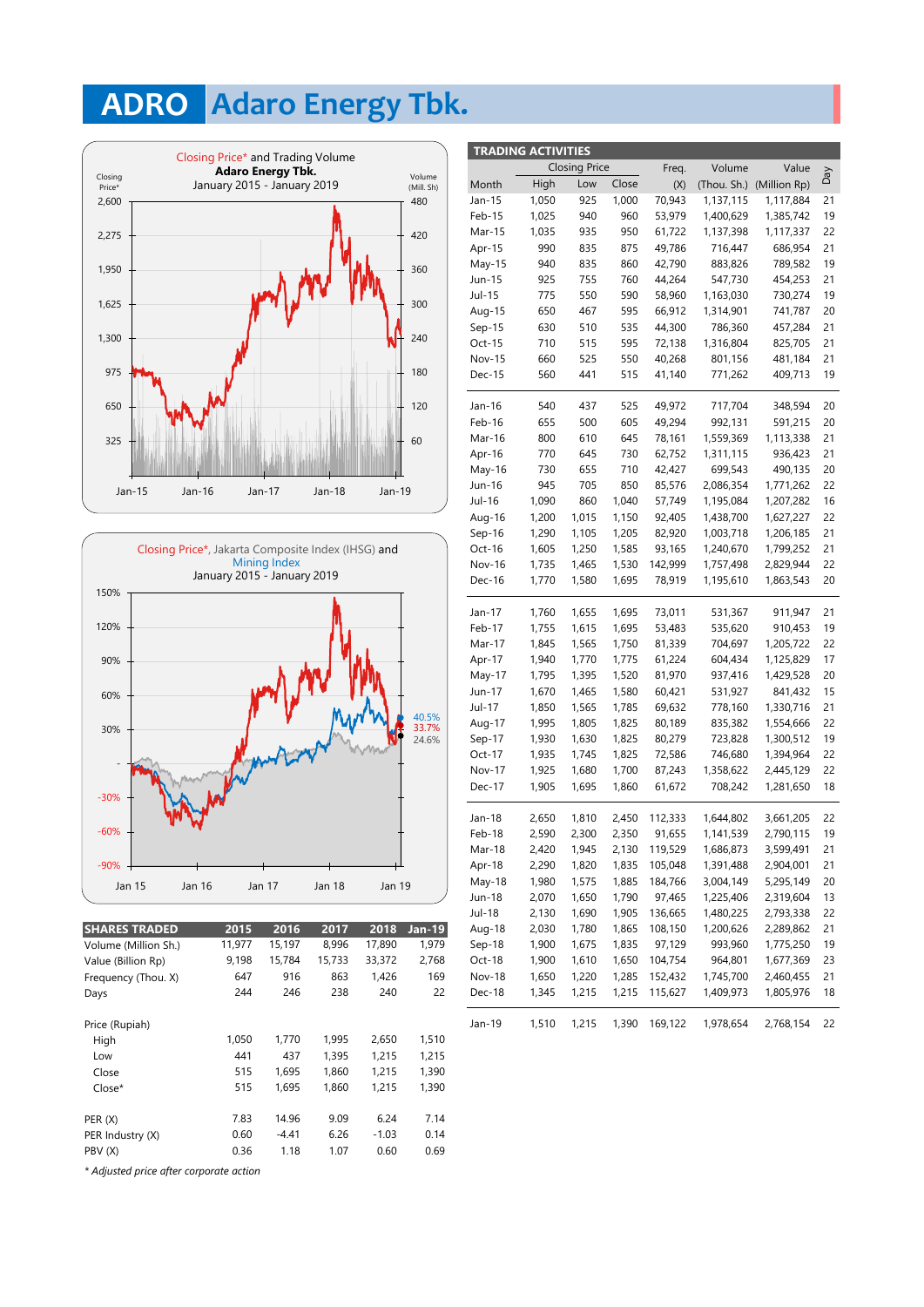# ADRO Adaro Energy Tbk.

Closing Price* and Trading Volume
**Adaro Energy Tbk.**
January 2015 - January 2019

Closing Price*, Jakarta Composite Index (IHSG) and Mining Index
January 2015 - January 2019

40.5%
33.7%
24.6%

| SHARES TRADED | 2015 | 2016 | 2017 | 2018 | Jan-19 |
|---|---|---|---|---|---|
| Volume (Million Sh.) | 11,977 | 15,197 | 8,996 | 17,890 | 1,979 |
| Value (Billion Rp) | 9,198 | 15,784 | 15,733 | 33,372 | 2,768 |
| Frequency (Thou. X) | 647 | 916 | 863 | 1,426 | 169 |
| Days | 244 | 246 | 238 | 240 | 22 |
| **Price (Rupiah)** | | | | | |
| High | 1,050 | 1,770 | 1,995 | 2,650 | 1,510 |
| Low | 441 | 437 | 1,395 | 1,215 | 1,215 |
| Close | 515 | 1,695 | 1,860 | 1,215 | 1,390 |
| Close* | 515 | 1,695 | 1,860 | 1,215 | 1,390 |
| PER (X) | 7.83 | 14.96 | 9.09 | 6.24 | 7.14 |
| PER Industry (X) | 0.60 | -4.41 | 6.26 | -1.03 | 0.14 |
| PBV (X) | 0.36 | 1.18 | 1.07 | 0.60 | 0.69 |

*\* Adjusted price after corporate action*

## TRADING ACTIVITIES

| Month | Closing Price High | Closing Price Low | Closing Price Close | Freq. (X) | Volume (Thou. Sh.) | Value (Million Rp) | Day |
|---|---|---|---|---|---|---|---|
| Jan-15 | 1,050 | 925 | 1,000 | 70,943 | 1,137,115 | 1,117,884 | 21 |
| Feb-15 | 1,025 | 940 | 960 | 53,979 | 1,400,629 | 1,385,742 | 19 |
| Mar-15 | 1,035 | 935 | 950 | 61,722 | 1,137,398 | 1,117,337 | 22 |
| Apr-15 | 990 | 835 | 875 | 49,786 | 716,447 | 686,954 | 21 |
| May-15 | 940 | 835 | 860 | 42,790 | 883,826 | 789,582 | 19 |
| Jun-15 | 925 | 755 | 760 | 44,264 | 547,730 | 454,253 | 21 |
| Jul-15 | 775 | 550 | 590 | 58,960 | 1,163,030 | 730,274 | 19 |
| Aug-15 | 650 | 467 | 595 | 66,912 | 1,314,901 | 741,787 | 20 |
| Sep-15 | 630 | 510 | 535 | 44,300 | 786,360 | 457,284 | 21 |
| Oct-15 | 710 | 515 | 595 | 72,138 | 1,316,804 | 825,705 | 21 |
| Nov-15 | 660 | 525 | 550 | 40,268 | 801,156 | 481,184 | 21 |
| Dec-15 | 560 | 441 | 515 | 41,140 | 771,262 | 409,713 | 19 |
| Jan-16 | 540 | 437 | 525 | 49,972 | 717,704 | 348,594 | 20 |
| Feb-16 | 655 | 500 | 605 | 49,294 | 992,131 | 591,215 | 20 |
| Mar-16 | 800 | 610 | 645 | 78,161 | 1,559,369 | 1,113,338 | 21 |
| Apr-16 | 770 | 645 | 730 | 62,752 | 1,311,115 | 936,423 | 21 |
| May-16 | 730 | 655 | 710 | 42,427 | 699,543 | 490,135 | 20 |
| Jun-16 | 945 | 705 | 850 | 85,576 | 2,086,354 | 1,771,262 | 22 |
| Jul-16 | 1,090 | 860 | 1,040 | 57,749 | 1,195,084 | 1,207,282 | 16 |
| Aug-16 | 1,200 | 1,015 | 1,150 | 92,405 | 1,438,700 | 1,627,227 | 22 |
| Sep-16 | 1,290 | 1,105 | 1,205 | 82,920 | 1,003,718 | 1,206,185 | 21 |
| Oct-16 | 1,605 | 1,250 | 1,585 | 93,165 | 1,240,670 | 1,799,252 | 21 |
| Nov-16 | 1,735 | 1,465 | 1,530 | 142,999 | 1,757,498 | 2,829,944 | 22 |
| Dec-16 | 1,770 | 1,580 | 1,695 | 78,919 | 1,195,610 | 1,863,543 | 20 |
| Jan-17 | 1,760 | 1,655 | 1,695 | 73,011 | 531,367 | 911,947 | 21 |
| Feb-17 | 1,755 | 1,615 | 1,695 | 53,483 | 535,620 | 910,453 | 19 |
| Mar-17 | 1,845 | 1,565 | 1,750 | 81,339 | 704,697 | 1,205,722 | 22 |
| Apr-17 | 1,940 | 1,770 | 1,775 | 61,224 | 604,434 | 1,125,829 | 17 |
| May-17 | 1,795 | 1,395 | 1,520 | 81,970 | 937,416 | 1,429,528 | 20 |
| Jun-17 | 1,670 | 1,465 | 1,580 | 60,421 | 531,927 | 841,432 | 15 |
| Jul-17 | 1,850 | 1,565 | 1,785 | 69,632 | 778,160 | 1,330,716 | 21 |
| Aug-17 | 1,995 | 1,805 | 1,825 | 80,189 | 835,382 | 1,554,666 | 22 |
| Sep-17 | 1,930 | 1,630 | 1,825 | 80,279 | 723,828 | 1,300,512 | 19 |
| Oct-17 | 1,935 | 1,745 | 1,825 | 72,586 | 746,680 | 1,394,964 | 22 |
| Nov-17 | 1,925 | 1,680 | 1,700 | 87,243 | 1,358,622 | 2,445,129 | 22 |
| Dec-17 | 1,905 | 1,695 | 1,860 | 61,672 | 708,242 | 1,281,650 | 18 |
| Jan-18 | 2,650 | 1,810 | 2,450 | 112,333 | 1,644,802 | 3,661,205 | 22 |
| Feb-18 | 2,590 | 2,300 | 2,350 | 91,655 | 1,141,539 | 2,790,115 | 19 |
| Mar-18 | 2,420 | 1,945 | 2,130 | 119,529 | 1,686,873 | 3,599,491 | 21 |
| Apr-18 | 2,290 | 1,820 | 1,835 | 105,048 | 1,391,488 | 2,904,001 | 21 |
| May-18 | 1,980 | 1,575 | 1,885 | 184,766 | 3,004,149 | 5,295,149 | 20 |
| Jun-18 | 2,070 | 1,650 | 1,790 | 97,465 | 1,225,406 | 2,319,604 | 13 |
| Jul-18 | 2,130 | 1,690 | 1,905 | 136,665 | 1,480,225 | 2,793,338 | 22 |
| Aug-18 | 2,030 | 1,780 | 1,865 | 108,150 | 1,200,626 | 2,289,862 | 21 |
| Sep-18 | 1,900 | 1,675 | 1,835 | 97,129 | 993,960 | 1,775,250 | 19 |
| Oct-18 | 1,900 | 1,610 | 1,650 | 104,754 | 964,801 | 1,677,369 | 23 |
| Nov-18 | 1,650 | 1,220 | 1,285 | 152,432 | 1,745,700 | 2,460,455 | 21 |
| Dec-18 | 1,345 | 1,215 | 1,215 | 115,627 | 1,409,973 | 1,805,976 | 18 |
| Jan-19 | 1,510 | 1,215 | 1,390 | 169,122 | 1,978,654 | 2,768,154 | 22 |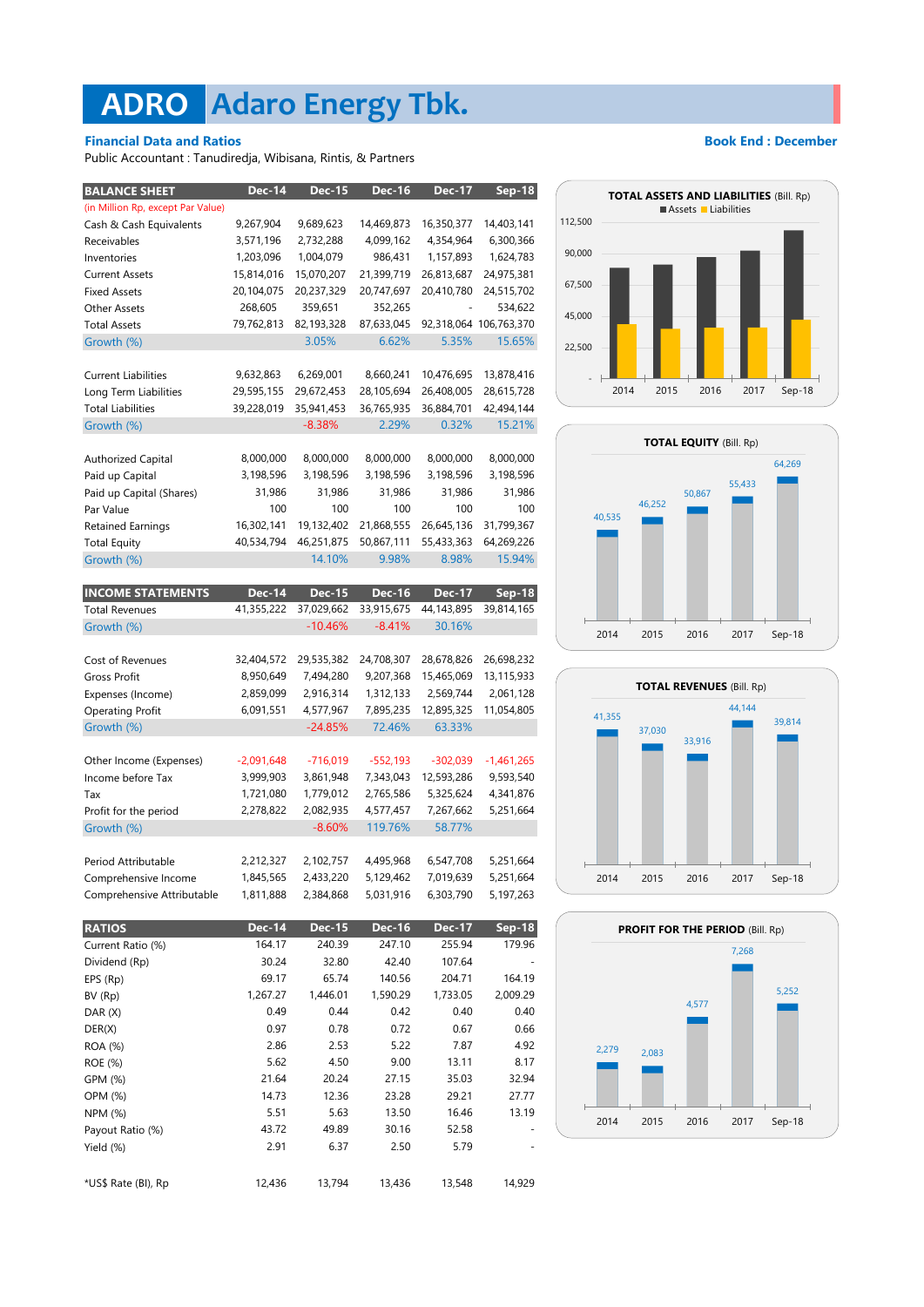# ADRO Adaro Energy Tbk.

**Financial Data and Ratios**

Public Accountant : Tanudiredja, Wibisana, Rintis, & Partners

**Book End : December**

| BALANCE SHEET | Dec-14 | Dec-15 | Dec-16 | Dec-17 | Sep-18 |
|---|---|---|---|---|---|
| (in Million Rp, except Par Value) | | | | | |
| Cash & Cash Equivalents | 9,267,904 | 9,689,623 | 14,469,873 | 16,350,377 | 14,403,141 |
| Receivables | 3,571,196 | 2,732,288 | 4,099,162 | 4,354,964 | 6,300,366 |
| Inventories | 1,203,096 | 1,004,079 | 986,431 | 1,157,893 | 1,624,783 |
| Current Assets | 15,814,016 | 15,070,207 | 21,399,719 | 26,813,687 | 24,975,381 |
| Fixed Assets | 20,104,075 | 20,237,329 | 20,747,697 | 20,410,780 | 24,515,702 |
| Other Assets | 268,605 | 359,651 | 352,265 | - | 534,622 |
| Total Assets | 79,762,813 | 82,193,328 | 87,633,045 | 92,318,064 | 106,763,370 |
| Growth (%) | | 3.05% | 6.62% | 5.35% | 15.65% |
| | | | | | |
| Current Liabilities | 9,632,863 | 6,269,001 | 8,660,241 | 10,476,695 | 13,878,416 |
| Long Term Liabilities | 29,595,155 | 29,672,453 | 28,105,694 | 26,408,005 | 28,615,728 |
| Total Liabilities | 39,228,019 | 35,941,453 | 36,765,935 | 36,884,701 | 42,494,144 |
| Growth (%) | | -8.38% | 2.29% | 0.32% | 15.21% |
| | | | | | |
| Authorized Capital | 8,000,000 | 8,000,000 | 8,000,000 | 8,000,000 | 8,000,000 |
| Paid up Capital | 3,198,596 | 3,198,596 | 3,198,596 | 3,198,596 | 3,198,596 |
| Paid up Capital (Shares) | 31,986 | 31,986 | 31,986 | 31,986 | 31,986 |
| Par Value | 100 | 100 | 100 | 100 | 100 |
| Retained Earnings | 16,302,141 | 19,132,402 | 21,868,555 | 26,645,136 | 31,799,367 |
| Total Equity | 40,534,794 | 46,251,875 | 50,867,111 | 55,433,363 | 64,269,226 |
| Growth (%) | | 14.10% | 9.98% | 8.98% | 15.94% |

| INCOME STATEMENTS | Dec-14 | Dec-15 | Dec-16 | Dec-17 | Sep-18 |
|---|---|---|---|---|---|
| Total Revenues | 41,355,222 | 37,029,662 | 33,915,675 | 44,143,895 | 39,814,165 |
| Growth (%) | | -10.46% | -8.41% | 30.16% | |
| | | | | | |
| Cost of Revenues | 32,404,572 | 29,535,382 | 24,708,307 | 28,678,826 | 26,698,232 |
| Gross Profit | 8,950,649 | 7,494,280 | 9,207,368 | 15,465,069 | 13,115,933 |
| Expenses (Income) | 2,859,099 | 2,916,314 | 1,312,133 | 2,569,744 | 2,061,128 |
| Operating Profit | 6,091,551 | 4,577,967 | 7,895,235 | 12,895,325 | 11,054,805 |
| Growth (%) | | -24.85% | 72.46% | 63.33% | |
| | | | | | |
| Other Income (Expenses) | -2,091,648 | -716,019 | -552,193 | -302,039 | -1,461,265 |
| Income before Tax | 3,999,903 | 3,861,948 | 7,343,043 | 12,593,286 | 9,593,540 |
| Tax | 1,721,080 | 1,779,012 | 2,765,586 | 5,325,624 | 4,341,876 |
| Profit for the period | 2,278,822 | 2,082,935 | 4,577,457 | 7,267,662 | 5,251,664 |
| Growth (%) | | -8.60% | 119.76% | 58.77% | |
| | | | | | |
| Period Attributable | 2,212,327 | 2,102,757 | 4,495,968 | 6,547,708 | 5,251,664 |
| Comprehensive Income | 1,845,565 | 2,433,220 | 5,129,462 | 7,019,639 | 5,251,664 |
| Comprehensive Attributable | 1,811,888 | 2,384,868 | 5,031,916 | 6,303,790 | 5,197,263 |

| RATIOS | Dec-14 | Dec-15 | Dec-16 | Dec-17 | Sep-18 |
|---|---|---|---|---|---|
| Current Ratio (%) | 164.17 | 240.39 | 247.10 | 255.94 | 179.96 |
| Dividend (Rp) | 30.24 | 32.80 | 42.40 | 107.64 | - |
| EPS (Rp) | 69.17 | 65.74 | 140.56 | 204.71 | 164.19 |
| BV (Rp) | 1,267.27 | 1,446.01 | 1,590.29 | 1,733.05 | 2,009.29 |
| DAR (X) | 0.49 | 0.44 | 0.42 | 0.40 | 0.40 |
| DER(X) | 0.97 | 0.78 | 0.72 | 0.67 | 0.66 |
| ROA (%) | 2.86 | 2.53 | 5.22 | 7.87 | 4.92 |
| ROE (%) | 5.62 | 4.50 | 9.00 | 13.11 | 8.17 |
| GPM (%) | 21.64 | 20.24 | 27.15 | 35.03 | 32.94 |
| OPM (%) | 14.73 | 12.36 | 23.28 | 29.21 | 27.77 |
| NPM (%) | 5.51 | 5.63 | 13.50 | 16.46 | 13.19 |
| Payout Ratio (%) | 43.72 | 49.89 | 30.16 | 52.58 | - |
| Yield (%) | 2.91 | 6.37 | 2.50 | 5.79 | - |
| | | | | | |
| *US$ Rate (BI), Rp | 12,436 | 13,794 | 13,436 | 13,548 | 14,929 |

**TOTAL ASSETS AND LIABILITIES** (Bill. Rp)

Assets Liabilities

112,500
90,000
67,500
45,000
22,500
-

2014 2015 2016 2017 Sep-18

**TOTAL EQUITY** (Bill. Rp)

40,535 46,252 50,867 55,433 64,269

2014 2015 2016 2017 Sep-18

**TOTAL REVENUES** (Bill. Rp)

41,355 37,030 33,916 44,144 39,814

2014 2015 2016 2017 Sep-18

**PROFIT FOR THE PERIOD** (Bill. Rp)

2,279 2,083 4,577 7,268 5,252

2014 2015 2016 2017 Sep-18